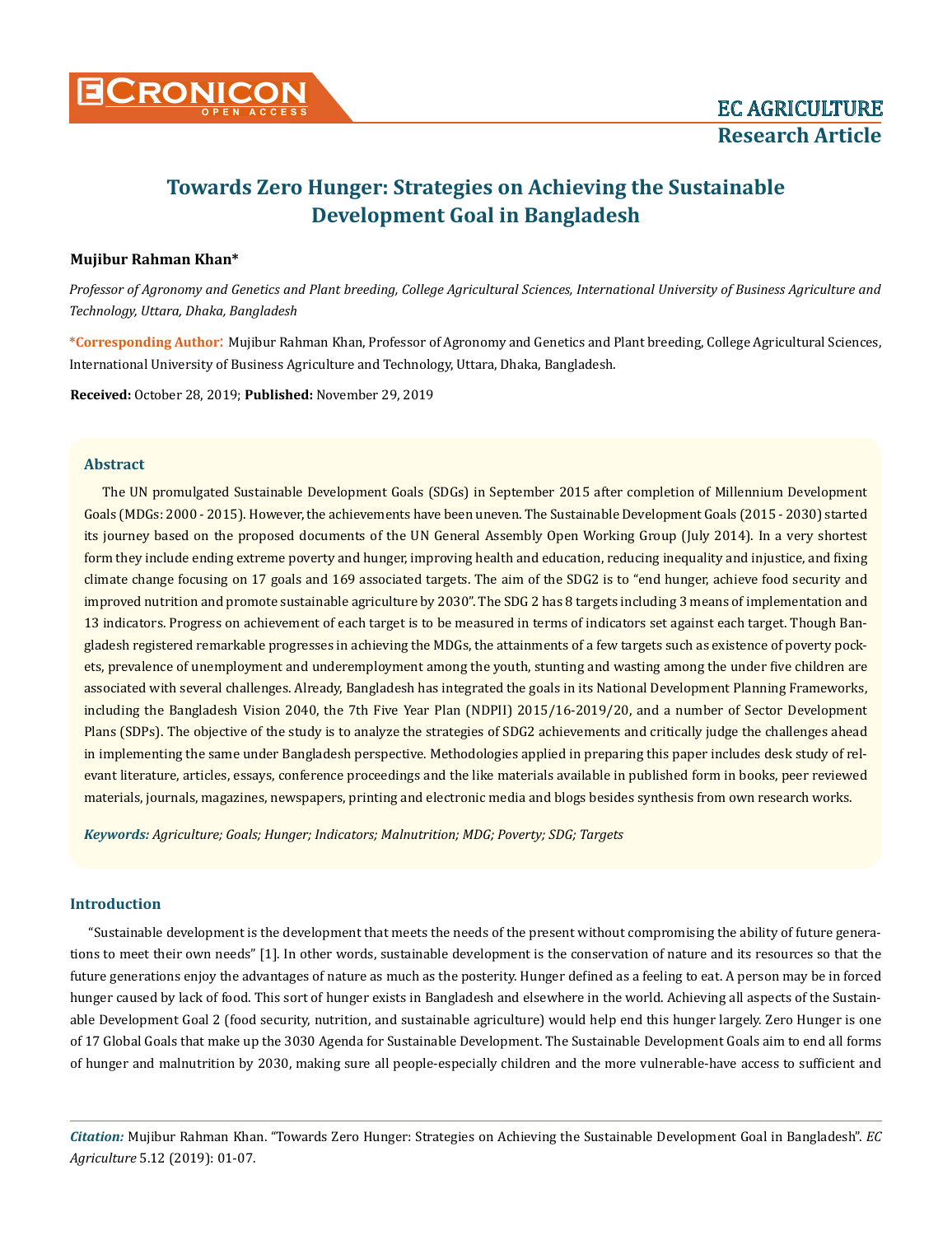# Towards Zero Hunger: Strategies on Achieving the Sustainable Development Goal in Bangladesh

**Mujibur Rahman Khan***

*Professor of Agronomy and Genetics and Plant breeding, College Agricultural Sciences, International University of Business Agriculture and Technology, Uttara, Dhaka, Bangladesh*

**\*Corresponding Author:** Mujibur Rahman Khan, Professor of Agronomy and Genetics and Plant breeding, College Agricultural Sciences, International University of Business Agriculture and Technology, Uttara, Dhaka, Bangladesh.

**Received:** October 28, 2019; **Published:** November 29, 2019

## Abstract

The UN promulgated Sustainable Development Goals (SDGs) in September 2015 after completion of Millennium Development Goals (MDGs: 2000 - 2015). However, the achievements have been uneven. The Sustainable Development Goals (2015 - 2030) started its journey based on the proposed documents of the UN General Assembly Open Working Group (July 2014). In a very shortest form they include ending extreme poverty and hunger, improving health and education, reducing inequality and injustice, and fixing climate change focusing on 17 goals and 169 associated targets. The aim of the SDG2 is to "end hunger, achieve food security and improved nutrition and promote sustainable agriculture by 2030". The SDG 2 has 8 targets including 3 means of implementation and 13 indicators. Progress on achievement of each target is to be measured in terms of indicators set against each target. Though Bangladesh registered remarkable progresses in achieving the MDGs, the attainments of a few targets such as existence of poverty pockets, prevalence of unemployment and underemployment among the youth, stunting and wasting among the under five children are associated with several challenges. Already, Bangladesh has integrated the goals in its National Development Planning Frameworks, including the Bangladesh Vision 2040, the 7th Five Year Plan (NDPII) 2015/16-2019/20, and a number of Sector Development Plans (SDPs). The objective of the study is to analyze the strategies of SDG2 achievements and critically judge the challenges ahead in implementing the same under Bangladesh perspective. Methodologies applied in preparing this paper includes desk study of relevant literature, articles, essays, conference proceedings and the like materials available in published form in books, peer reviewed materials, journals, magazines, newspapers, printing and electronic media and blogs besides synthesis from own research works.

***Keywords:*** *Agriculture; Goals; Hunger; Indicators; Malnutrition; MDG; Poverty; SDG; Targets*

## Introduction

"Sustainable development is the development that meets the needs of the present without compromising the ability of future generations to meet their own needs" [1]. In other words, sustainable development is the conservation of nature and its resources so that the future generations enjoy the advantages of nature as much as the posterity. Hunger defined as a feeling to eat. A person may be in forced hunger caused by lack of food. This sort of hunger exists in Bangladesh and elsewhere in the world. Achieving all aspects of the Sustainable Development Goal 2 (food security, nutrition, and sustainable agriculture) would help end this hunger largely. Zero Hunger is one of 17 Global Goals that make up the 3030 Agenda for Sustainable Development. The Sustainable Development Goals aim to end all forms of hunger and malnutrition by 2030, making sure all people-especially children and the more vulnerable-have access to sufficient and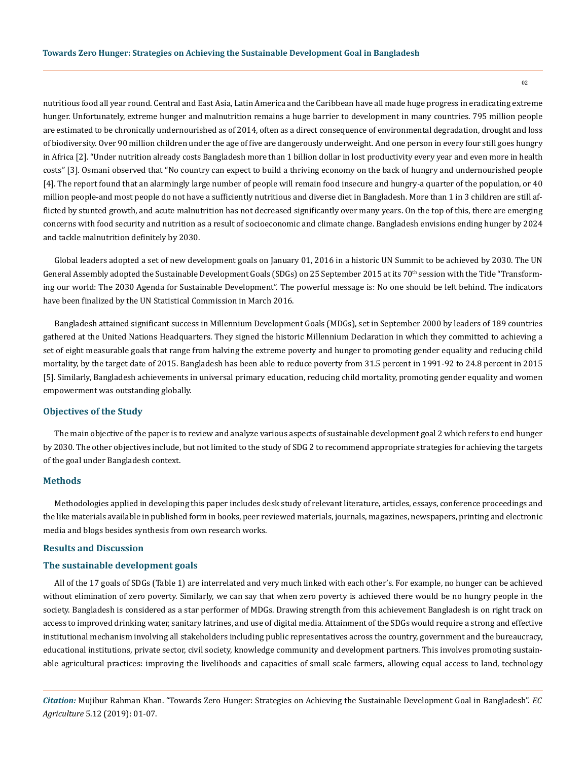nutritious food all year round. Central and East Asia, Latin America and the Caribbean have all made huge progress in eradicating extreme hunger. Unfortunately, extreme hunger and malnutrition remains a huge barrier to development in many countries. 795 million people are estimated to be chronically undernourished as of 2014, often as a direct consequence of environmental degradation, drought and loss of biodiversity. Over 90 million children under the age of five are dangerously underweight. And one person in every four still goes hungry in Africa [2]. "Under nutrition already costs Bangladesh more than 1 billion dollar in lost productivity every year and even more in health costs" [3]. Osmani observed that "No country can expect to build a thriving economy on the back of hungry and undernourished people [4]. The report found that an alarmingly large number of people will remain food insecure and hungry-a quarter of the population, or 40 million people-and most people do not have a sufficiently nutritious and diverse diet in Bangladesh. More than 1 in 3 children are still afflicted by stunted growth, and acute malnutrition has not decreased significantly over many years. On the top of this, there are emerging concerns with food security and nutrition as a result of socioeconomic and climate change. Bangladesh envisions ending hunger by 2024 and tackle malnutrition definitely by 2030.

Global leaders adopted a set of new development goals on January 01, 2016 in a historic UN Summit to be achieved by 2030. The UN General Assembly adopted the Sustainable Development Goals (SDGs) on 25 September 2015 at its 70th session with the Title "Transforming our world: The 2030 Agenda for Sustainable Development". The powerful message is: No one should be left behind. The indicators have been finalized by the UN Statistical Commission in March 2016.

Bangladesh attained significant success in Millennium Development Goals (MDGs), set in September 2000 by leaders of 189 countries gathered at the United Nations Headquarters. They signed the historic Millennium Declaration in which they committed to achieving a set of eight measurable goals that range from halving the extreme poverty and hunger to promoting gender equality and reducing child mortality, by the target date of 2015. Bangladesh has been able to reduce poverty from 31.5 percent in 1991-92 to 24.8 percent in 2015 [5]. Similarly, Bangladesh achievements in universal primary education, reducing child mortality, promoting gender equality and women empowerment was outstanding globally.

## Objectives of the Study

The main objective of the paper is to review and analyze various aspects of sustainable development goal 2 which refers to end hunger by 2030. The other objectives include, but not limited to the study of SDG 2 to recommend appropriate strategies for achieving the targets of the goal under Bangladesh context.

## Methods

Methodologies applied in developing this paper includes desk study of relevant literature, articles, essays, conference proceedings and the like materials available in published form in books, peer reviewed materials, journals, magazines, newspapers, printing and electronic media and blogs besides synthesis from own research works.

## Results and Discussion

### The sustainable development goals

All of the 17 goals of SDGs (Table 1) are interrelated and very much linked with each other's. For example, no hunger can be achieved without elimination of zero poverty. Similarly, we can say that when zero poverty is achieved there would be no hungry people in the society. Bangladesh is considered as a star performer of MDGs. Drawing strength from this achievement Bangladesh is on right track on access to improved drinking water, sanitary latrines, and use of digital media. Attainment of the SDGs would require a strong and effective institutional mechanism involving all stakeholders including public representatives across the country, government and the bureaucracy, educational institutions, private sector, civil society, knowledge community and development partners. This involves promoting sustainable agricultural practices: improving the livelihoods and capacities of small scale farmers, allowing equal access to land, technology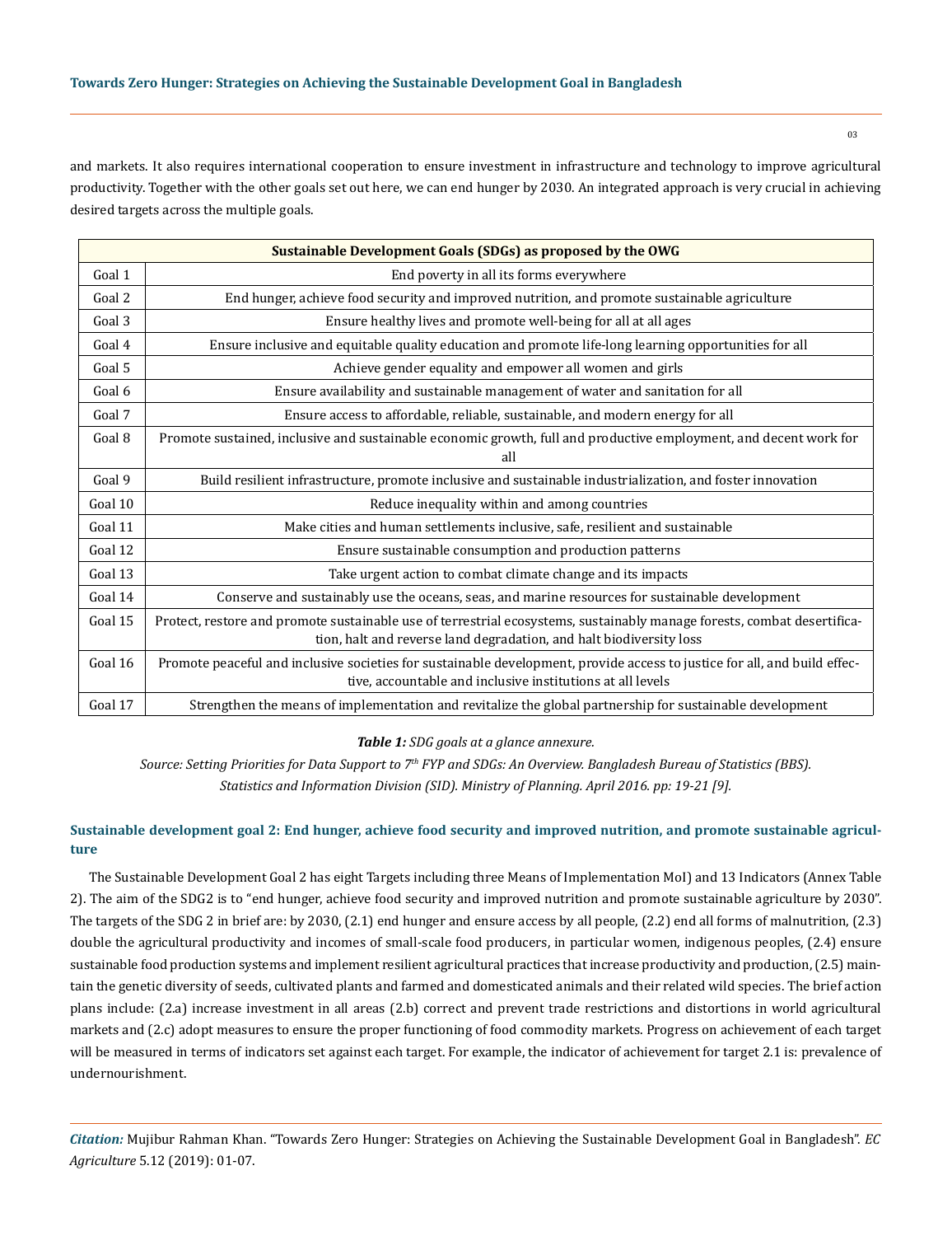and markets. It also requires international cooperation to ensure investment in infrastructure and technology to improve agricultural productivity. Together with the other goals set out here, we can end hunger by 2030. An integrated approach is very crucial in achieving desired targets across the multiple goals.

| Sustainable Development Goals (SDGs) as proposed by the OWG | |
|---|---|
| Goal 1 | End poverty in all its forms everywhere |
| Goal 2 | End hunger, achieve food security and improved nutrition, and promote sustainable agriculture |
| Goal 3 | Ensure healthy lives and promote well-being for all at all ages |
| Goal 4 | Ensure inclusive and equitable quality education and promote life-long learning opportunities for all |
| Goal 5 | Achieve gender equality and empower all women and girls |
| Goal 6 | Ensure availability and sustainable management of water and sanitation for all |
| Goal 7 | Ensure access to affordable, reliable, sustainable, and modern energy for all |
| Goal 8 | Promote sustained, inclusive and sustainable economic growth, full and productive employment, and decent work for all |
| Goal 9 | Build resilient infrastructure, promote inclusive and sustainable industrialization, and foster innovation |
| Goal 10 | Reduce inequality within and among countries |
| Goal 11 | Make cities and human settlements inclusive, safe, resilient and sustainable |
| Goal 12 | Ensure sustainable consumption and production patterns |
| Goal 13 | Take urgent action to combat climate change and its impacts |
| Goal 14 | Conserve and sustainably use the oceans, seas, and marine resources for sustainable development |
| Goal 15 | Protect, restore and promote sustainable use of terrestrial ecosystems, sustainably manage forests, combat desertification, halt and reverse land degradation, and halt biodiversity loss |
| Goal 16 | Promote peaceful and inclusive societies for sustainable development, provide access to justice for all, and build effective, accountable and inclusive institutions at all levels |
| Goal 17 | Strengthen the means of implementation and revitalize the global partnership for sustainable development |

***Table 1:*** *SDG goals at a glance annexure.*

*Source: Setting Priorities for Data Support to 7th FYP and SDGs: An Overview. Bangladesh Bureau of Statistics (BBS). Statistics and Information Division (SID). Ministry of Planning. April 2016. pp: 19-21 [9].*

### Sustainable development goal 2: End hunger, achieve food security and improved nutrition, and promote sustainable agriculture

The Sustainable Development Goal 2 has eight Targets including three Means of Implementation MoI) and 13 Indicators (Annex Table 2). The aim of the SDG2 is to "end hunger, achieve food security and improved nutrition and promote sustainable agriculture by 2030". The targets of the SDG 2 in brief are: by 2030, (2.1) end hunger and ensure access by all people, (2.2) end all forms of malnutrition, (2.3) double the agricultural productivity and incomes of small-scale food producers, in particular women, indigenous peoples, (2.4) ensure sustainable food production systems and implement resilient agricultural practices that increase productivity and production, (2.5) maintain the genetic diversity of seeds, cultivated plants and farmed and domesticated animals and their related wild species. The brief action plans include: (2.a) increase investment in all areas (2.b) correct and prevent trade restrictions and distortions in world agricultural markets and (2.c) adopt measures to ensure the proper functioning of food commodity markets. Progress on achievement of each target will be measured in terms of indicators set against each target. For example, the indicator of achievement for target 2.1 is: prevalence of undernourishment.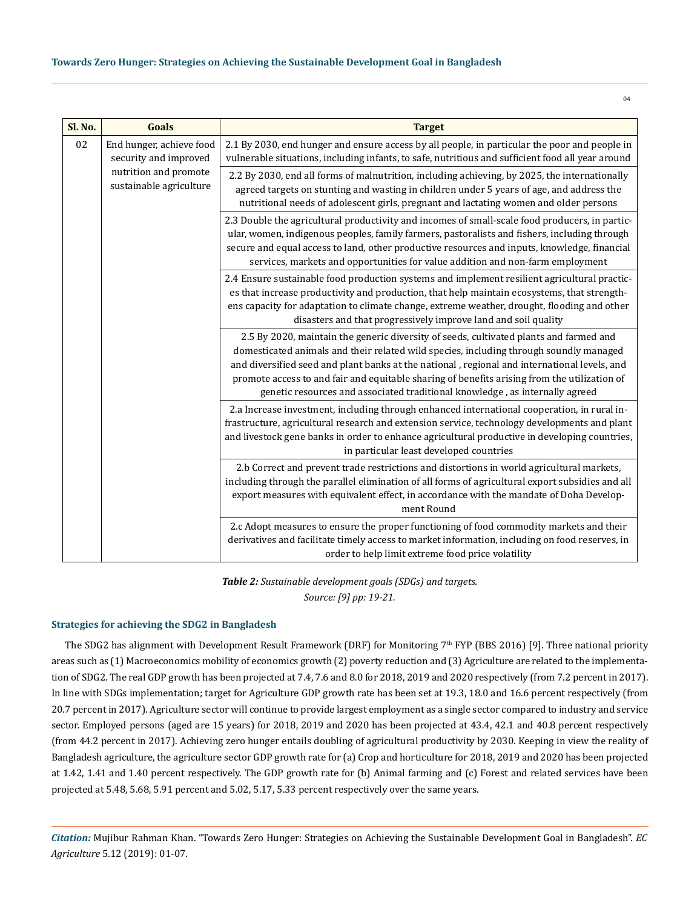| Sl. No. | Goals | Target |
|---|---|---|
| 02 | End hunger, achieve food security and improved nutrition and promote sustainable agriculture | 2.1 By 2030, end hunger and ensure access by all people, in particular the poor and people in vulnerable situations, including infants, to safe, nutritious and sufficient food all year around |
| | | 2.2 By 2030, end all forms of malnutrition, including achieving, by 2025, the internationally agreed targets on stunting and wasting in children under 5 years of age, and address the nutritional needs of adolescent girls, pregnant and lactating women and older persons |
| | | 2.3 Double the agricultural productivity and incomes of small-scale food producers, in particular, women, indigenous peoples, family farmers, pastoralists and fishers, including through secure and equal access to land, other productive resources and inputs, knowledge, financial services, markets and opportunities for value addition and non-farm employment |
| | | 2.4 Ensure sustainable food production systems and implement resilient agricultural practices that increase productivity and production, that help maintain ecosystems, that strengthens capacity for adaptation to climate change, extreme weather, drought, flooding and other disasters and that progressively improve land and soil quality |
| | | 2.5 By 2020, maintain the generic diversity of seeds, cultivated plants and farmed and domesticated animals and their related wild species, including through soundly managed and diversified seed and plant banks at the national , regional and international levels, and promote access to and fair and equitable sharing of benefits arising from the utilization of genetic resources and associated traditional knowledge , as internally agreed |
| | | 2.a Increase investment, including through enhanced international cooperation, in rural infrastructure, agricultural research and extension service, technology developments and plant and livestock gene banks in order to enhance agricultural productive in developing countries, in particular least developed countries |
| | | 2.b Correct and prevent trade restrictions and distortions in world agricultural markets, including through the parallel elimination of all forms of agricultural export subsidies and all export measures with equivalent effect, in accordance with the mandate of Doha Development Round |
| | | 2.c Adopt measures to ensure the proper functioning of food commodity markets and their derivatives and facilitate timely access to market information, including on food reserves, in order to help limit extreme food price volatility |

***Table 2:** Sustainable development goals (SDGs) and targets.*
*Source: [9] pp: 19-21.*

### Strategies for achieving the SDG2 in Bangladesh

The SDG2 has alignment with Development Result Framework (DRF) for Monitoring 7th FYP (BBS 2016) [9]. Three national priority areas such as (1) Macroeconomics mobility of economics growth (2) poverty reduction and (3) Agriculture are related to the implementation of SDG2. The real GDP growth has been projected at 7.4, 7.6 and 8.0 for 2018, 2019 and 2020 respectively (from 7.2 percent in 2017). In line with SDGs implementation; target for Agriculture GDP growth rate has been set at 19.3, 18.0 and 16.6 percent respectively (from 20.7 percent in 2017). Agriculture sector will continue to provide largest employment as a single sector compared to industry and service sector. Employed persons (aged are 15 years) for 2018, 2019 and 2020 has been projected at 43.4, 42.1 and 40.8 percent respectively (from 44.2 percent in 2017). Achieving zero hunger entails doubling of agricultural productivity by 2030. Keeping in view the reality of Bangladesh agriculture, the agriculture sector GDP growth rate for (a) Crop and horticulture for 2018, 2019 and 2020 has been projected at 1.42, 1.41 and 1.40 percent respectively. The GDP growth rate for (b) Animal farming and (c) Forest and related services have been projected at 5.48, 5.68, 5.91 percent and 5.02, 5.17, 5.33 percent respectively over the same years.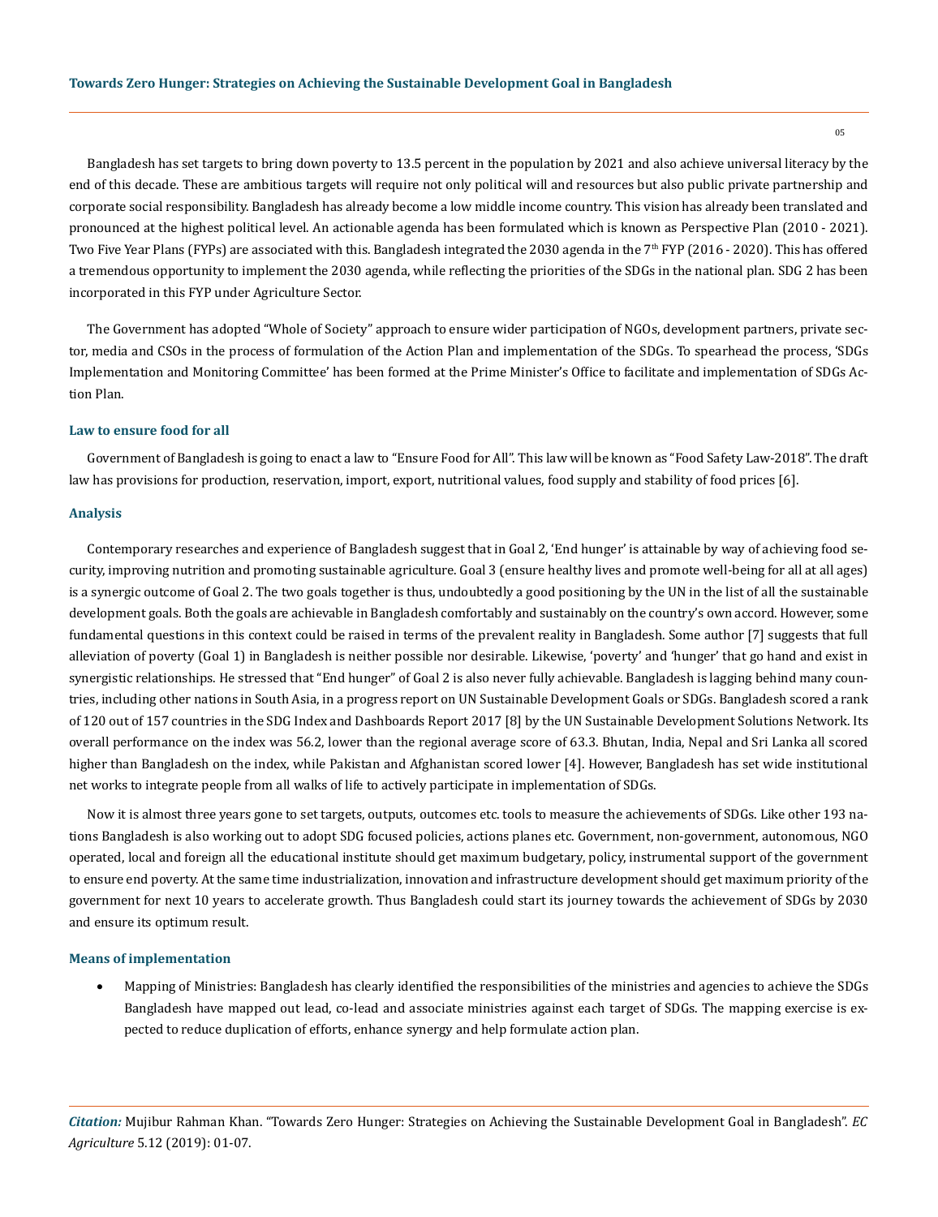Bangladesh has set targets to bring down poverty to 13.5 percent in the population by 2021 and also achieve universal literacy by the end of this decade. These are ambitious targets will require not only political will and resources but also public private partnership and corporate social responsibility. Bangladesh has already become a low middle income country. This vision has already been translated and pronounced at the highest political level. An actionable agenda has been formulated which is known as Perspective Plan (2010 - 2021). Two Five Year Plans (FYPs) are associated with this. Bangladesh integrated the 2030 agenda in the 7th FYP (2016 - 2020). This has offered a tremendous opportunity to implement the 2030 agenda, while reflecting the priorities of the SDGs in the national plan. SDG 2 has been incorporated in this FYP under Agriculture Sector.

The Government has adopted "Whole of Society" approach to ensure wider participation of NGOs, development partners, private sector, media and CSOs in the process of formulation of the Action Plan and implementation of the SDGs. To spearhead the process, 'SDGs Implementation and Monitoring Committee' has been formed at the Prime Minister's Office to facilitate and implementation of SDGs Action Plan.

### Law to ensure food for all

Government of Bangladesh is going to enact a law to "Ensure Food for All". This law will be known as "Food Safety Law-2018". The draft law has provisions for production, reservation, import, export, nutritional values, food supply and stability of food prices [6].

### Analysis

Contemporary researches and experience of Bangladesh suggest that in Goal 2, 'End hunger' is attainable by way of achieving food security, improving nutrition and promoting sustainable agriculture. Goal 3 (ensure healthy lives and promote well-being for all at all ages) is a synergic outcome of Goal 2. The two goals together is thus, undoubtedly a good positioning by the UN in the list of all the sustainable development goals. Both the goals are achievable in Bangladesh comfortably and sustainably on the country's own accord. However, some fundamental questions in this context could be raised in terms of the prevalent reality in Bangladesh. Some author [7] suggests that full alleviation of poverty (Goal 1) in Bangladesh is neither possible nor desirable. Likewise, 'poverty' and 'hunger' that go hand and exist in synergistic relationships. He stressed that "End hunger" of Goal 2 is also never fully achievable. Bangladesh is lagging behind many countries, including other nations in South Asia, in a progress report on UN Sustainable Development Goals or SDGs. Bangladesh scored a rank of 120 out of 157 countries in the SDG Index and Dashboards Report 2017 [8] by the UN Sustainable Development Solutions Network. Its overall performance on the index was 56.2, lower than the regional average score of 63.3. Bhutan, India, Nepal and Sri Lanka all scored higher than Bangladesh on the index, while Pakistan and Afghanistan scored lower [4]. However, Bangladesh has set wide institutional net works to integrate people from all walks of life to actively participate in implementation of SDGs.

Now it is almost three years gone to set targets, outputs, outcomes etc. tools to measure the achievements of SDGs. Like other 193 nations Bangladesh is also working out to adopt SDG focused policies, actions planes etc. Government, non-government, autonomous, NGO operated, local and foreign all the educational institute should get maximum budgetary, policy, instrumental support of the government to ensure end poverty. At the same time industrialization, innovation and infrastructure development should get maximum priority of the government for next 10 years to accelerate growth. Thus Bangladesh could start its journey towards the achievement of SDGs by 2030 and ensure its optimum result.

### Means of implementation

- Mapping of Ministries: Bangladesh has clearly identified the responsibilities of the ministries and agencies to achieve the SDGs Bangladesh have mapped out lead, co-lead and associate ministries against each target of SDGs. The mapping exercise is expected to reduce duplication of efforts, enhance synergy and help formulate action plan.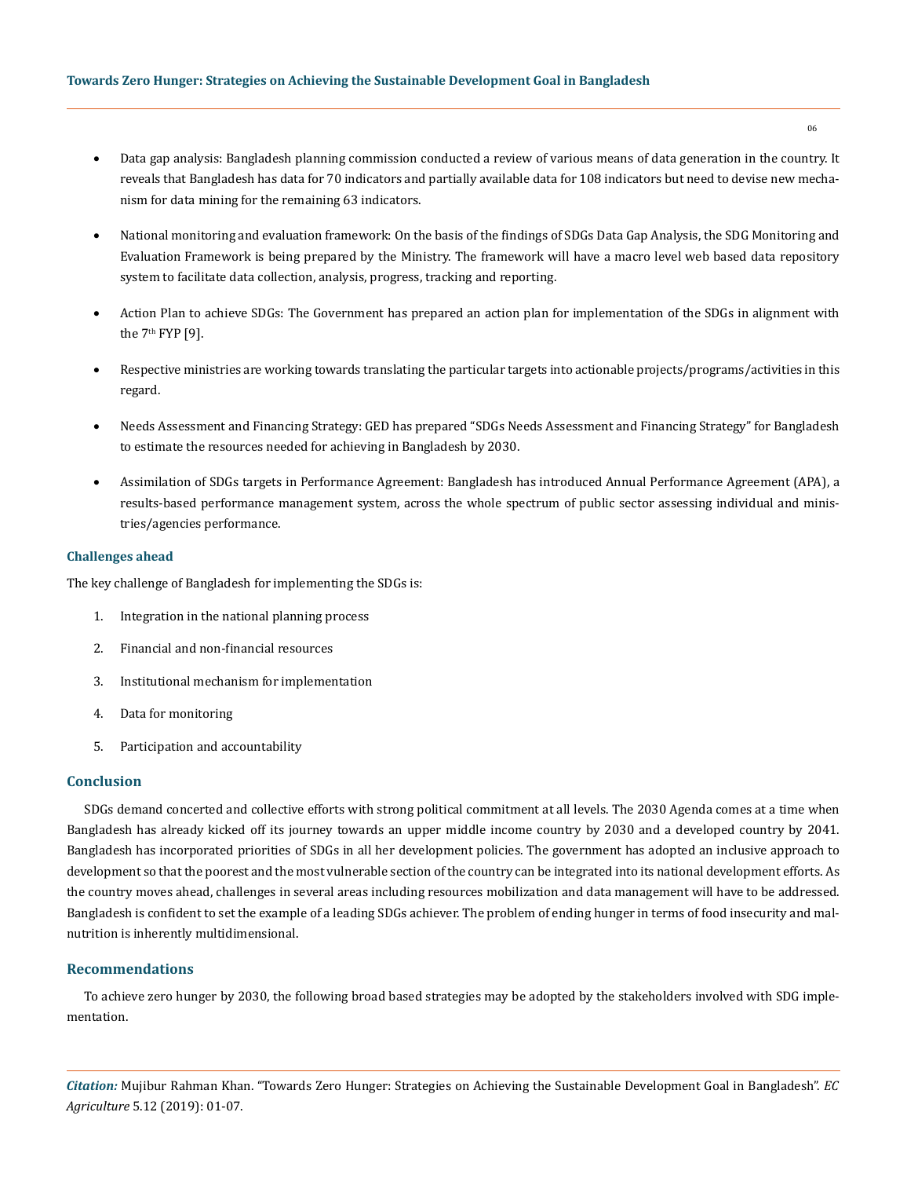- Data gap analysis: Bangladesh planning commission conducted a review of various means of data generation in the country. It reveals that Bangladesh has data for 70 indicators and partially available data for 108 indicators but need to devise new mechanism for data mining for the remaining 63 indicators.

- National monitoring and evaluation framework: On the basis of the findings of SDGs Data Gap Analysis, the SDG Monitoring and Evaluation Framework is being prepared by the Ministry. The framework will have a macro level web based data repository system to facilitate data collection, analysis, progress, tracking and reporting.

- Action Plan to achieve SDGs: The Government has prepared an action plan for implementation of the SDGs in alignment with the 7th FYP [9].

- Respective ministries are working towards translating the particular targets into actionable projects/programs/activities in this regard.

- Needs Assessment and Financing Strategy: GED has prepared "SDGs Needs Assessment and Financing Strategy" for Bangladesh to estimate the resources needed for achieving in Bangladesh by 2030.

- Assimilation of SDGs targets in Performance Agreement: Bangladesh has introduced Annual Performance Agreement (APA), a results-based performance management system, across the whole spectrum of public sector assessing individual and ministries/agencies performance.

### Challenges ahead

The key challenge of Bangladesh for implementing the SDGs is:

1. Integration in the national planning process
2. Financial and non-financial resources
3. Institutional mechanism for implementation
4. Data for monitoring
5. Participation and accountability

## Conclusion

SDGs demand concerted and collective efforts with strong political commitment at all levels. The 2030 Agenda comes at a time when Bangladesh has already kicked off its journey towards an upper middle income country by 2030 and a developed country by 2041. Bangladesh has incorporated priorities of SDGs in all her development policies. The government has adopted an inclusive approach to development so that the poorest and the most vulnerable section of the country can be integrated into its national development efforts. As the country moves ahead, challenges in several areas including resources mobilization and data management will have to be addressed. Bangladesh is confident to set the example of a leading SDGs achiever. The problem of ending hunger in terms of food insecurity and malnutrition is inherently multidimensional.

## Recommendations

To achieve zero hunger by 2030, the following broad based strategies may be adopted by the stakeholders involved with SDG implementation.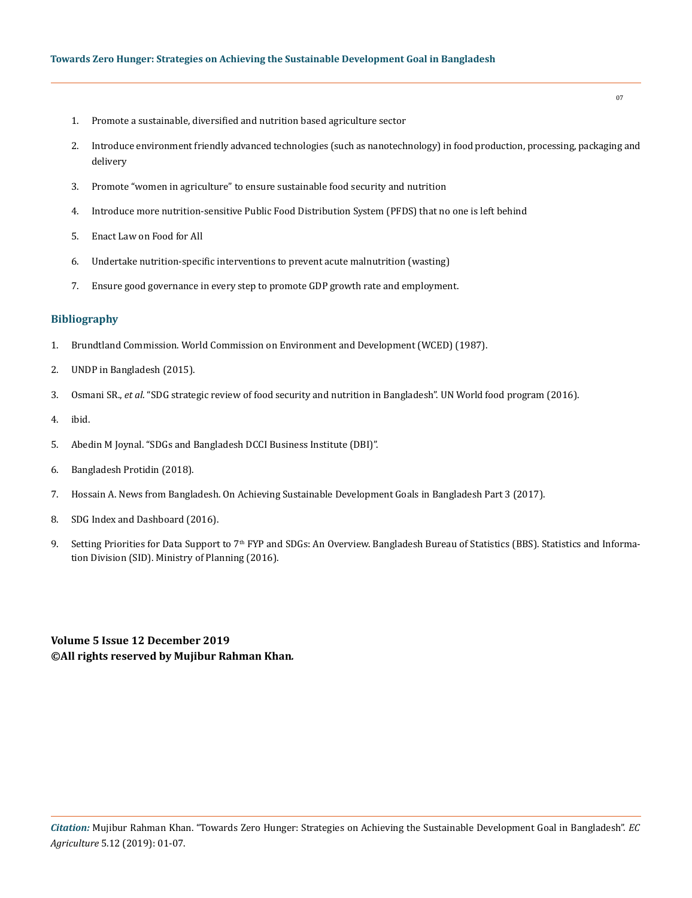1. Promote a sustainable, diversified and nutrition based agriculture sector
2. Introduce environment friendly advanced technologies (such as nanotechnology) in food production, processing, packaging and delivery
3. Promote "women in agriculture" to ensure sustainable food security and nutrition
4. Introduce more nutrition-sensitive Public Food Distribution System (PFDS) that no one is left behind
5. Enact Law on Food for All
6. Undertake nutrition-specific interventions to prevent acute malnutrition (wasting)
7. Ensure good governance in every step to promote GDP growth rate and employment.

## Bibliography

1. Brundtland Commission. World Commission on Environment and Development (WCED) (1987).
2. UNDP in Bangladesh (2015).
3. Osmani SR., *et al*. "SDG strategic review of food security and nutrition in Bangladesh". UN World food program (2016).
4. ibid.
5. Abedin M Joynal. "SDGs and Bangladesh DCCI Business Institute (DBI)".
6. Bangladesh Protidin (2018).
7. Hossain A. News from Bangladesh. On Achieving Sustainable Development Goals in Bangladesh Part 3 (2017).
8. SDG Index and Dashboard (2016).
9. Setting Priorities for Data Support to 7th FYP and SDGs: An Overview. Bangladesh Bureau of Statistics (BBS). Statistics and Information Division (SID). Ministry of Planning (2016).

**©All rights reserved by Mujibur Rahman Khan.**